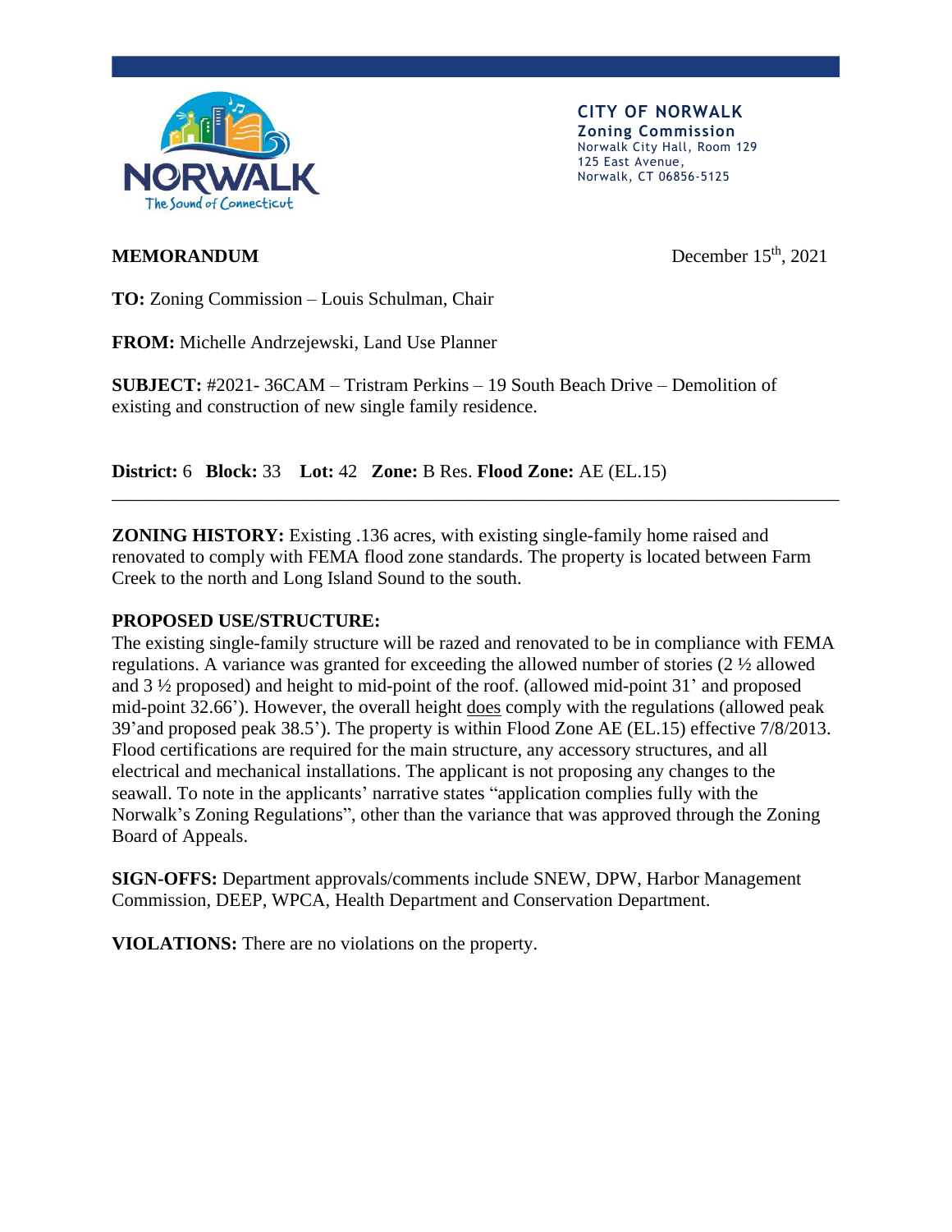**CITY OF NORWALK**
**Zoning Commission**
Norwalk City Hall, Room 129
125 East Avenue,
Norwalk, CT 06856-5125

**MEMORANDUM**

December 15th, 2021

**TO:** Zoning Commission – Louis Schulman, Chair

**FROM:** Michelle Andrzejewski, Land Use Planner

**SUBJECT:** #2021- 36CAM – Tristram Perkins – 19 South Beach Drive – Demolition of existing and construction of new single family residence.

**District:** 6 **Block:** 33 **Lot:** 42 **Zone:** B Res. **Flood Zone:** AE (EL.15)

---

**ZONING HISTORY:** Existing .136 acres, with existing single-family home raised and renovated to comply with FEMA flood zone standards. The property is located between Farm Creek to the north and Long Island Sound to the south.

**PROPOSED USE/STRUCTURE:**
The existing single-family structure will be razed and renovated to be in compliance with FEMA regulations. A variance was granted for exceeding the allowed number of stories (2 ½ allowed and 3 ½ proposed) and height to mid-point of the roof. (allowed mid-point 31' and proposed mid-point 32.66'). However, the overall height does comply with the regulations (allowed peak 39'and proposed peak 38.5'). The property is within Flood Zone AE (EL.15) effective 7/8/2013. Flood certifications are required for the main structure, any accessory structures, and all electrical and mechanical installations. The applicant is not proposing any changes to the seawall. To note in the applicants' narrative states "application complies fully with the Norwalk's Zoning Regulations", other than the variance that was approved through the Zoning Board of Appeals.

**SIGN-OFFS:** Department approvals/comments include SNEW, DPW, Harbor Management Commission, DEEP, WPCA, Health Department and Conservation Department.

**VIOLATIONS:** There are no violations on the property.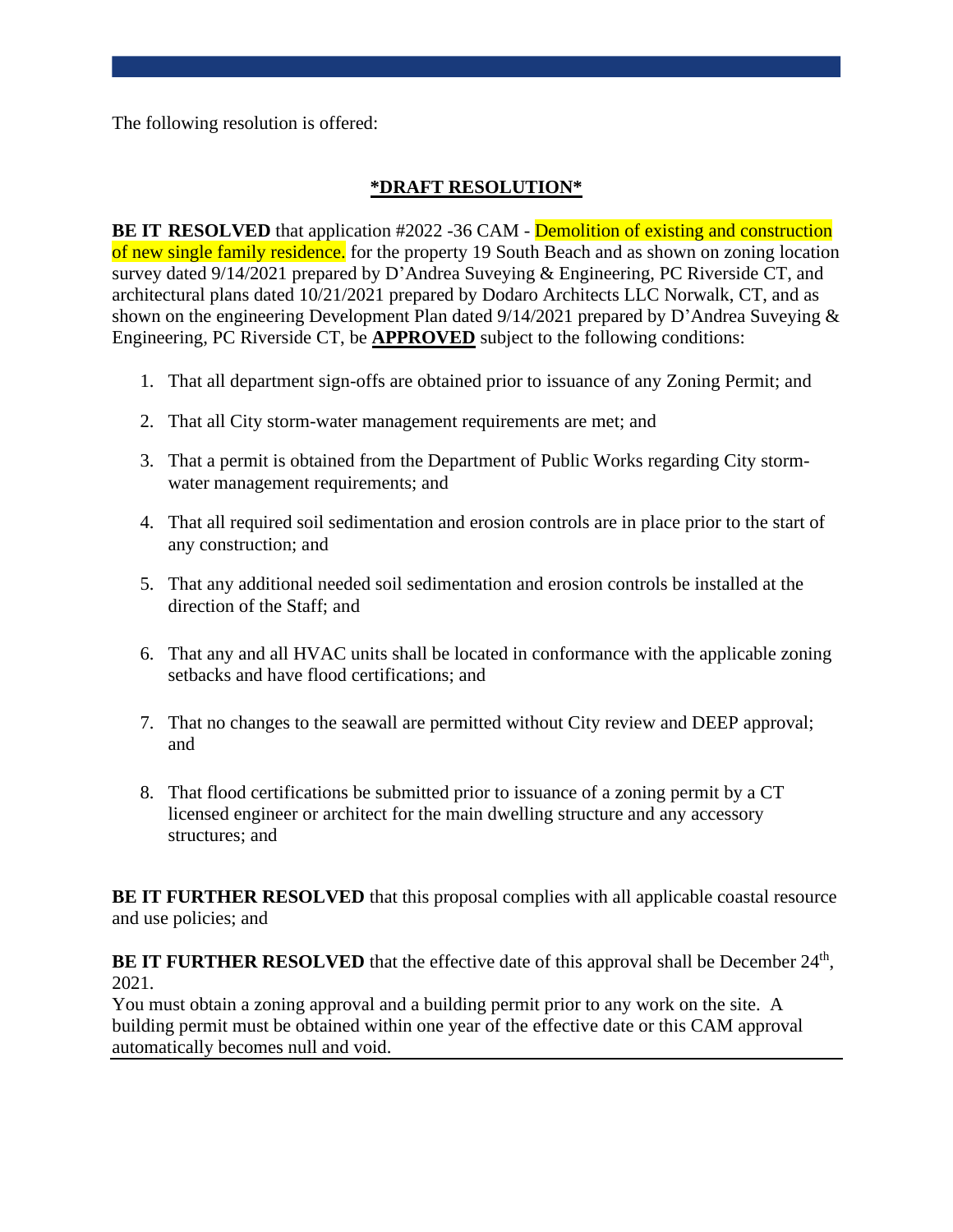The following resolution is offered:

**<u>*DRAFT RESOLUTION*</u>**

**BE IT RESOLVED** that application #2022 -36 CAM - Demolition of existing and construction of new single family residence. for the property 19 South Beach and as shown on zoning location survey dated 9/14/2021 prepared by D'Andrea Suveying & Engineering, PC Riverside CT, and architectural plans dated 10/21/2021 prepared by Dodaro Architects LLC Norwalk, CT, and as shown on the engineering Development Plan dated 9/14/2021 prepared by D'Andrea Suveying & Engineering, PC Riverside CT, be **<u>APPROVED</u>** subject to the following conditions:

1. That all department sign-offs are obtained prior to issuance of any Zoning Permit; and

2. That all City storm-water management requirements are met; and

3. That a permit is obtained from the Department of Public Works regarding City storm-water management requirements; and

4. That all required soil sedimentation and erosion controls are in place prior to the start of any construction; and

5. That any additional needed soil sedimentation and erosion controls be installed at the direction of the Staff; and

6. That any and all HVAC units shall be located in conformance with the applicable zoning setbacks and have flood certifications; and

7. That no changes to the seawall are permitted without City review and DEEP approval; and

8. That flood certifications be submitted prior to issuance of a zoning permit by a CT licensed engineer or architect for the main dwelling structure and any accessory structures; and

**BE IT FURTHER RESOLVED** that this proposal complies with all applicable coastal resource and use policies; and

**BE IT FURTHER RESOLVED** that the effective date of this approval shall be December 24th, 2021.

You must obtain a zoning approval and a building permit prior to any work on the site. A building permit must be obtained within one year of the effective date or this CAM approval automatically becomes null and void.